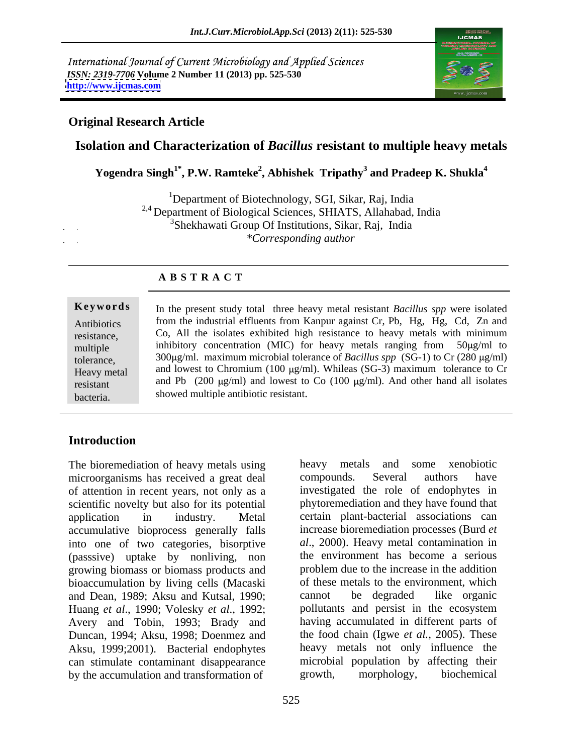International Journal of Current Microbiology and Applied Sciences
*ISSN: 2319-7706* **Volume 2 Number 11 (2013) pp. 525-530**
**http://www.ijcmas.com**

**Original Research Article**

## Isolation and Characterization of *Bacillus* resistant to multiple heavy metals

**Yogendra Singh[1*], P.W. Ramteke[2], Abhishek Tripathy[3] and Pradeep K. Shukla[4]**

[1]Department of Biotechnology, SGI, Sikar, Raj, India
[2,4] Department of Biological Sciences, SHIATS, Allahabad, India
[3]Shekhawati Group Of Institutions, Sikar, Raj, India
*\*Corresponding author*

**A B S T R A C T**

**Keywords**

Antibiotics resistance, multiple tolerance, Heavy metal resistant bacteria.

In the present study total three heavy metal resistant *Bacillus spp* were isolated from the industrial effluents from Kanpur against Cr, Pb, Hg, Hg, Cd, Zn and Co, All the isolates exhibited high resistance to heavy metals with minimum inhibitory concentration (MIC) for heavy metals ranging from 50μg/ml to 300μg/ml. maximum microbial tolerance of *Bacillus spp* (SG-1) to Cr (280 μg/ml) and lowest to Chromium (100 μg/ml). Whileas (SG-3) maximum tolerance to Cr and Pb (200 μg/ml) and lowest to Co (100 μg/ml). And other hand all isolates showed multiple antibiotic resistant.

## Introduction

The bioremediation of heavy metals using microorganisms has received a great deal of attention in recent years, not only as a scientific novelty but also for its potential application in industry. Metal accumulative bioprocess generally falls into one of two categories, bisorptive (passsive) uptake by nonliving, non growing biomass or biomass products and bioaccumulation by living cells (Macaski and Dean, 1989; Aksu and Kutsal, 1990; Huang *et al*., 1990; Volesky *et al*., 1992; Avery and Tobin, 1993; Brady and Duncan, 1994; Aksu, 1998; Doenmez and Aksu, 1999;2001). Bacterial endophytes can stimulate contaminant disappearance by the accumulation and transformation of heavy metals and some xenobiotic compounds. Several authors have investigated the role of endophytes in phytoremediation and they have found that certain plant-bacterial associations can increase bioremediation processes (Burd *et al*., 2000). Heavy metal contamination in the environment has become a serious problem due to the increase in the addition of these metals to the environment, which cannot be degraded like organic pollutants and persist in the ecosystem having accumulated in different parts of the food chain (Igwe *et al.,* 2005). These heavy metals not only influence the microbial population by affecting their growth, morphology, biochemical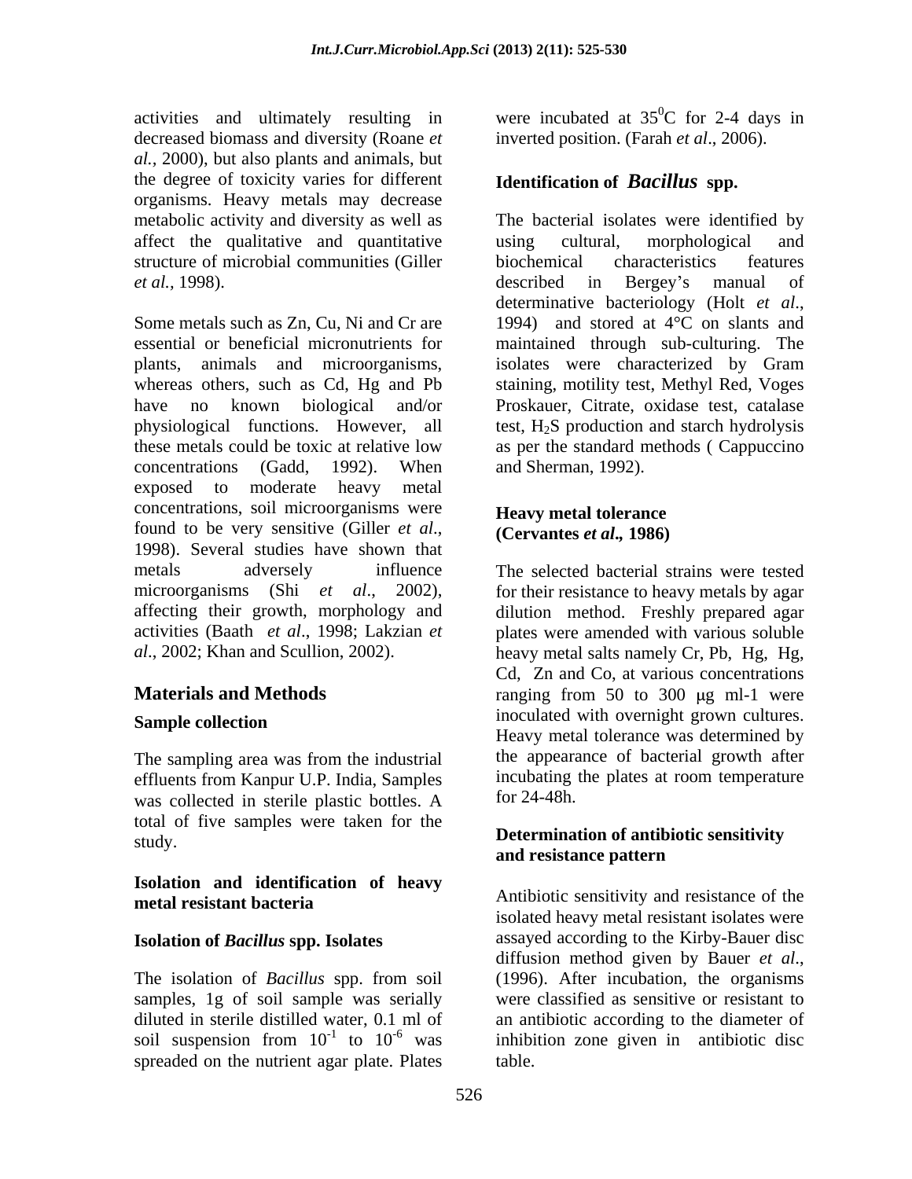activities and ultimately resulting in decreased biomass and diversity (Roane *et al.*, 2000), but also plants and animals, but the degree of toxicity varies for different organisms. Heavy metals may decrease metabolic activity and diversity as well as affect the qualitative and quantitative structure of microbial communities (Giller *et al.*, 1998).

Some metals such as Zn, Cu, Ni and Cr are essential or beneficial micronutrients for plants, animals and microorganisms, whereas others, such as Cd, Hg and Pb have no known biological and/or physiological functions. However, all these metals could be toxic at relative low concentrations (Gadd, 1992). When exposed to moderate heavy metal concentrations, soil microorganisms were found to be very sensitive (Giller *et al*., 1998). Several studies have shown that metals adversely influence microorganisms (Shi *et al*., 2002), affecting their growth, morphology and activities (Baath *et al*., 1998; Lakzian *et al*., 2002; Khan and Scullion, 2002).

## Materials and Methods

### Sample collection

The sampling area was from the industrial effluents from Kanpur U.P. India, Samples was collected in sterile plastic bottles. A total of five samples were taken for the study.

### Isolation and identification of heavy metal resistant bacteria

### Isolation of *Bacillus* spp. Isolates

The isolation of *Bacillus* spp. from soil samples, 1g of soil sample was serially diluted in sterile distilled water, 0.1 ml of soil suspension from $10^{-1}$ to $10^{-6}$ was spreaded on the nutrient agar plate. Plates were incubated at $35^0$C for 2-4 days in inverted position. (Farah *et al*., 2006).

### Identification of *Bacillus* spp.

The bacterial isolates were identified by using cultural, morphological and biochemical characteristics features described in Bergey's manual of determinative bacteriology (Holt *et al*., 1994) and stored at 4°C on slants and maintained through sub-culturing. The isolates were characterized by Gram staining, motility test, Methyl Red, Voges Proskauer, Citrate, oxidase test, catalase test, $H_2S$ production and starch hydrolysis as per the standard methods ( Cappuccino and Sherman, 1992).

### Heavy metal tolerance (Cervantes *et al***.,** 1986)

The selected bacterial strains were tested for their resistance to heavy metals by agar dilution method. Freshly prepared agar plates were amended with various soluble heavy metal salts namely Cr, Pb, Hg, Hg, Cd, Zn and Co, at various concentrations ranging from 50 to 300 μg ml-1 were inoculated with overnight grown cultures. Heavy metal tolerance was determined by the appearance of bacterial growth after incubating the plates at room temperature for 24-48h.

### Determination of antibiotic sensitivity and resistance pattern

Antibiotic sensitivity and resistance of the isolated heavy metal resistant isolates were assayed according to the Kirby-Bauer disc diffusion method given by Bauer *et al*., (1996). After incubation, the organisms were classified as sensitive or resistant to an antibiotic according to the diameter of inhibition zone given in antibiotic disc table.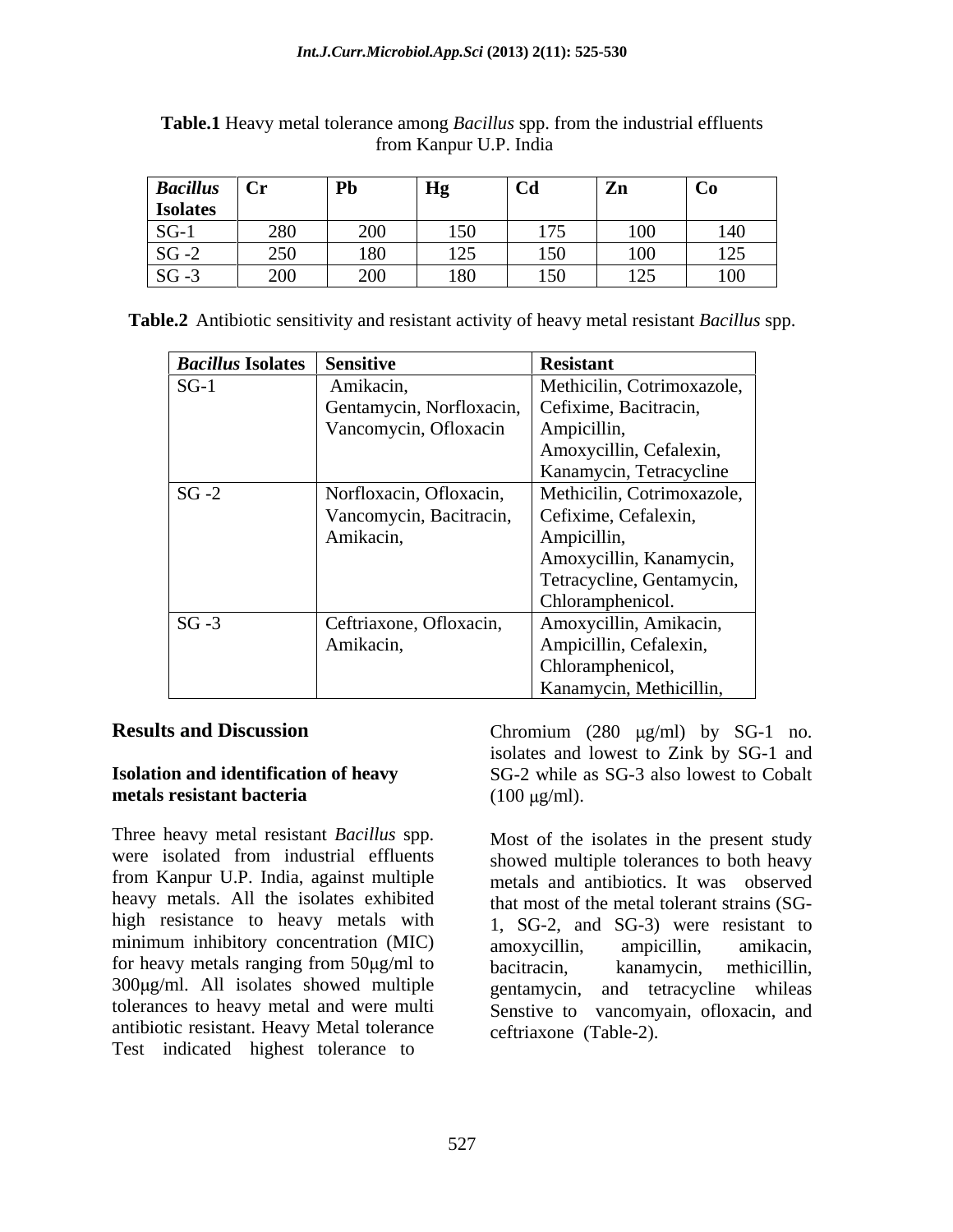**Table.1** Heavy metal tolerance among *Bacillus* spp. from the industrial effluents from Kanpur U.P. India

| ***Bacillus* Isolates** | **Cr** | **Pb** | **Hg** | **Cd** | **Zn** | **Co** |
|---|---|---|---|---|---|---|
| SG-1 | 280 | 200 | 150 | 175 | 100 | 140 |
| SG -2 | 250 | 180 | 125 | 150 | 100 | 125 |
| SG -3 | 200 | 200 | 180 | 150 | 125 | 100 |

**Table.2** Antibiotic sensitivity and resistant activity of heavy metal resistant *Bacillus* spp.

| ***Bacillus* Isolates** | **Sensitive** | **Resistant** |
|---|---|---|
| SG-1 | Amikacin, Gentamycin, Norfloxacin, Vancomycin, Ofloxacin | Methicilin, Cotrimoxazole, Cefixime, Bacitracin, Ampicillin, Amoxycillin, Cefalexin, Kanamycin, Tetracycline |
| SG -2 | Norfloxacin, Ofloxacin, Vancomycin, Bacitracin, Amikacin, | Methicilin, Cotrimoxazole, Cefixime, Cefalexin, Ampicillin, Amoxycillin, Kanamycin, Tetracycline, Gentamycin, Chloramphenicol. |
| SG -3 | Ceftriaxone, Ofloxacin, Amikacin, | Amoxycillin, Amikacin, Ampicillin, Cefalexin, Chloramphenicol, Kanamycin, Methicillin, |

## Results and Discussion

### Isolation and identification of heavy metals resistant bacteria

Three heavy metal resistant *Bacillus* spp. were isolated from industrial effluents from Kanpur U.P. India, against multiple heavy metals. All the isolates exhibited high resistance to heavy metals with minimum inhibitory concentration (MIC) for heavy metals ranging from 50μg/ml to 300μg/ml. All isolates showed multiple tolerances to heavy metal and were multi antibiotic resistant. Heavy Metal tolerance Test indicated highest tolerance to Chromium (280 μg/ml) by SG-1 no. isolates and lowest to Zink by SG-1 and SG-2 while as SG-3 also lowest to Cobalt (100 μg/ml).

Most of the isolates in the present study showed multiple tolerances to both heavy metals and antibiotics. It was observed that most of the metal tolerant strains (SG-1, SG-2, and SG-3) were resistant to amoxycillin, ampicillin, amikacin, bacitracin, kanamycin, methicillin, gentamycin, and tetracycline whileas Senstive to vancomyain, ofloxacin, and ceftriaxone (Table-2).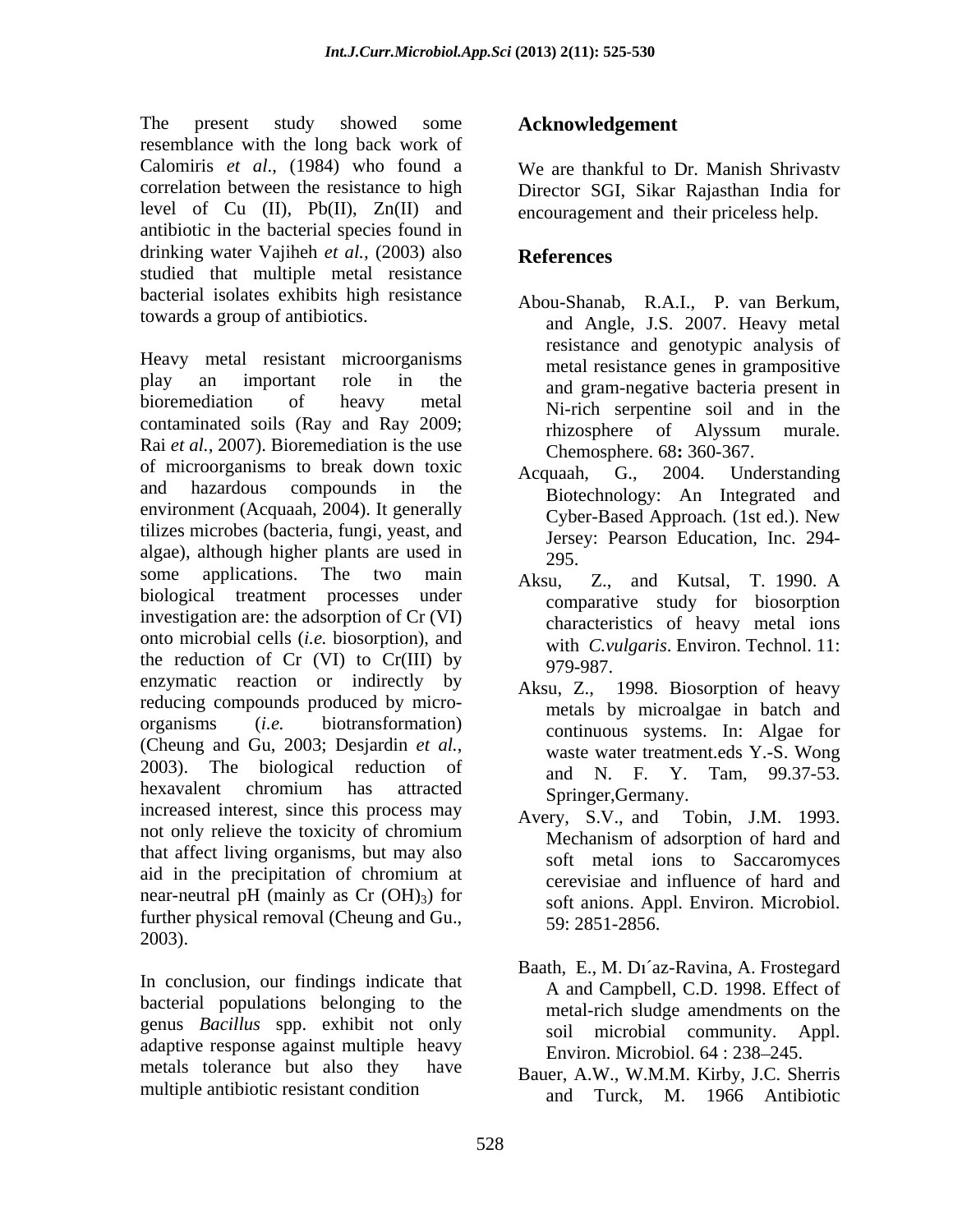The present study showed some resemblance with the long back work of Calomiris *et al.*, (1984) who found a correlation between the resistance to high level of Cu (II), Pb(II), Zn(II) and antibiotic in the bacterial species found in drinking water Vajiheh *et al.*, (2003) also studied that multiple metal resistance bacterial isolates exhibits high resistance towards a group of antibiotics.

Heavy metal resistant microorganisms play an important role in the bioremediation of heavy metal contaminated soils (Ray and Ray 2009; Rai *et al.*, 2007). Bioremediation is the use of microorganisms to break down toxic and hazardous compounds in the environment (Acquaah, 2004). It generally tilizes microbes (bacteria, fungi, yeast, and algae), although higher plants are used in some applications. The two main biological treatment processes under investigation are: the adsorption of Cr (VI) onto microbial cells (*i.e.* biosorption), and the reduction of Cr (VI) to Cr(III) by enzymatic reaction or indirectly by reducing compounds produced by micro-organisms (*i.e.* biotransformation) (Cheung and Gu, 2003; Desjardin *et al.*, 2003). The biological reduction of hexavalent chromium has attracted increased interest, since this process may not only relieve the toxicity of chromium that affect living organisms, but may also aid in the precipitation of chromium at near-neutral pH (mainly as Cr $(OH)_3$) for further physical removal (Cheung and Gu., 2003).

In conclusion, our findings indicate that bacterial populations belonging to the genus *Bacillus* spp. exhibit not only adaptive response against multiple heavy metals tolerance but also they have multiple antibiotic resistant condition

## Acknowledgement

We are thankful to Dr. Manish Shrivastv Director SGI, Sikar Rajasthan India for encouragement and their priceless help.

## References

Abou-Shanab, R.A.I., P. van Berkum, and Angle, J.S. 2007. Heavy metal resistance and genotypic analysis of metal resistance genes in grampositive and gram-negative bacteria present in Ni-rich serpentine soil and in the rhizosphere of Alyssum murale. Chemosphere. 68**:** 360-367.

Acquaah, G., 2004. Understanding Biotechnology: An Integrated and Cyber-Based Approach. (1st ed.). New Jersey: Pearson Education, Inc. 294-295.

Aksu, Z., and Kutsal, T. 1990. A comparative study for biosorption characteristics of heavy metal ions with *C.vulgaris*. Environ. Technol. 11: 979-987.

Aksu, Z., 1998. Biosorption of heavy metals by microalgae in batch and continuous systems. In: Algae for waste water treatment.eds Y.-S. Wong and N. F. Y. Tam, 99.37-53. Springer,Germany.

Avery, S.V., and Tobin, J.M. 1993. Mechanism of adsorption of hard and soft metal ions to Saccaromyces cerevisiae and influence of hard and soft anions. Appl. Environ. Microbiol. 59: 2851-2856.

Baath, E., M. Dı´az-Ravina, A. Frostegard A and Campbell, C.D. 1998. Effect of metal-rich sludge amendments on the soil microbial community. Appl. Environ. Microbiol. 64 : 238–245.

Bauer, A.W., W.M.M. Kirby, J.C. Sherris and Turck, M. 1966 Antibiotic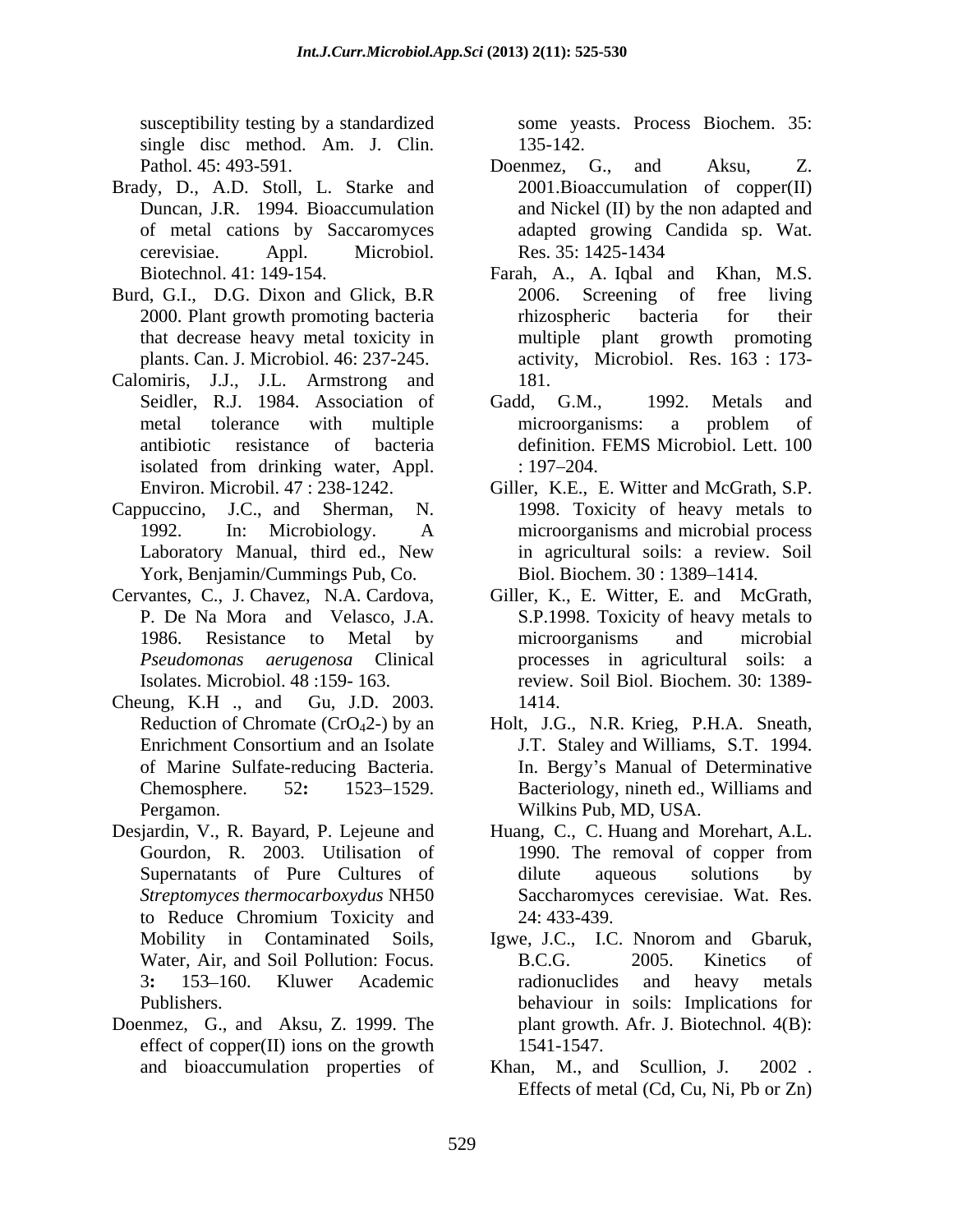susceptibility testing by a standardized single disc method. Am. J. Clin. Pathol. 45: 493-591.

Brady, D., A.D. Stoll, L. Starke and Duncan, J.R. 1994. Bioaccumulation of metal cations by Saccaromyces cerevisiae. Appl. Microbiol. Biotechnol. 41: 149-154.

Burd, G.I., D.G. Dixon and Glick, B.R 2000. Plant growth promoting bacteria that decrease heavy metal toxicity in plants. Can. J. Microbiol. 46: 237-245.

Calomiris, J.J., J.L. Armstrong and Seidler, R.J. 1984. Association of metal tolerance with multiple antibiotic resistance of bacteria isolated from drinking water, Appl. Environ. Microbil. 47 : 238-1242.

Cappuccino, J.C., and Sherman, N. 1992. In: Microbiology. A Laboratory Manual, third ed., New York, Benjamin/Cummings Pub, Co.

Cervantes, C., J. Chavez, N.A. Cardova, P. De Na Mora and Velasco, J.A. 1986. Resistance to Metal by *Pseudomonas aerugenosa* Clinical Isolates. Microbiol. 48 :159- 163.

Cheung, K.H ., and Gu, J.D. 2003. Reduction of Chromate ($CrO_4$2-) by an Enrichment Consortium and an Isolate of Marine Sulfate-reducing Bacteria. Chemosphere. 52**:** 1523–1529. Pergamon.

Desjardin, V., R. Bayard, P. Lejeune and Gourdon, R. 2003. Utilisation of Supernatants of Pure Cultures of *Streptomyces thermocarboxydus* NH50 to Reduce Chromium Toxicity and Mobility in Contaminated Soils, Water, Air, and Soil Pollution: Focus. 3**:** 153–160. Kluwer Academic Publishers.

Doenmez, G., and Aksu, Z. 1999. The effect of copper(II) ions on the growth and bioaccumulation properties of some yeasts. Process Biochem. 35: 135-142.

Doenmez, G., and Aksu, Z. 2001.Bioaccumulation of copper(II) and Nickel (II) by the non adapted and adapted growing Candida sp. Wat. Res. 35: 1425-1434

Farah, A., A. Iqbal and Khan, M.S. 2006. Screening of free living rhizospheric bacteria for their multiple plant growth promoting activity, Microbiol. Res. 163 : 173-181.

Gadd, G.M., 1992. Metals and microorganisms: a problem of definition. FEMS Microbiol. Lett. 100 : 197–204.

Giller, K.E., E. Witter and McGrath, S.P. 1998. Toxicity of heavy metals to microorganisms and microbial process in agricultural soils: a review. Soil Biol. Biochem. 30 : 1389–1414.

Giller, K., E. Witter, E. and McGrath, S.P.1998. Toxicity of heavy metals to microorganisms and microbial processes in agricultural soils: a review. Soil Biol. Biochem. 30: 1389-1414.

Holt, J.G., N.R. Krieg, P.H.A. Sneath, J.T. Staley and Williams, S.T. 1994. In. Bergy's Manual of Determinative Bacteriology, nineth ed., Williams and Wilkins Pub, MD, USA.

Huang, C., C. Huang and Morehart, A.L. 1990. The removal of copper from dilute aqueous solutions by Saccharomyces cerevisiae. Wat. Res. 24: 433-439.

Igwe, J.C., I.C. Nnorom and Gbaruk, B.C.G. 2005. Kinetics of radionuclides and heavy metals behaviour in soils: Implications for plant growth. Afr. J. Biotechnol. 4(B): 1541-1547.

Khan, M., and Scullion, J. 2002 . Effects of metal (Cd, Cu, Ni, Pb or Zn)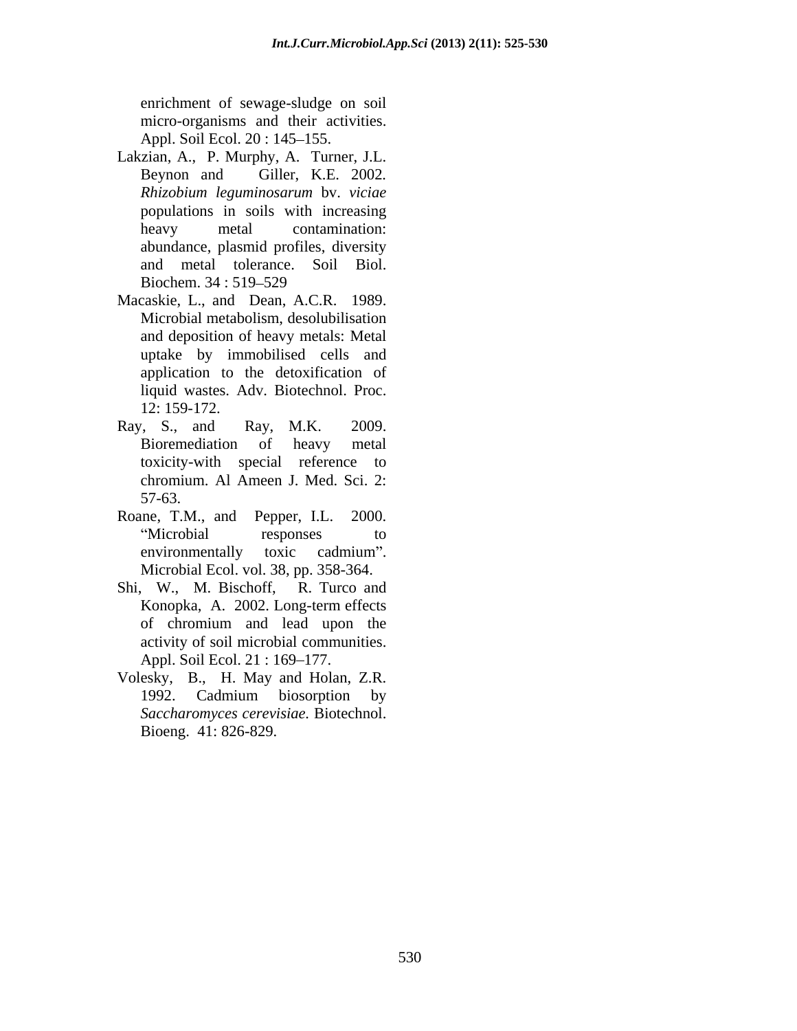enrichment of sewage-sludge on soil micro-organisms and their activities. Appl. Soil Ecol. 20 : 145–155.

Lakzian, A., P. Murphy, A. Turner, J.L. Beynon and Giller, K.E. 2002. *Rhizobium leguminosarum* bv. *viciae* populations in soils with increasing heavy metal contamination: abundance, plasmid profiles, diversity and metal tolerance. Soil Biol. Biochem. 34 : 519–529

Macaskie, L., and Dean, A.C.R. 1989. Microbial metabolism, desolubilisation and deposition of heavy metals: Metal uptake by immobilised cells and application to the detoxification of liquid wastes. Adv. Biotechnol. Proc. 12: 159-172.

Ray, S., and Ray, M.K. 2009. Bioremediation of heavy metal toxicity-with special reference to chromium. Al Ameen J. Med. Sci. 2: 57-63.

Roane, T.M., and Pepper, I.L. 2000. "Microbial responses to environmentally toxic cadmium". Microbial Ecol. vol. 38, pp. 358-364.

Shi, W., M. Bischoff, R. Turco and Konopka, A. 2002. Long-term effects of chromium and lead upon the activity of soil microbial communities. Appl. Soil Ecol. 21 : 169–177.

Volesky, B., H. May and Holan, Z.R. 1992. Cadmium biosorption by *Saccharomyces cerevisiae*. Biotechnol. Bioeng. 41: 826-829.